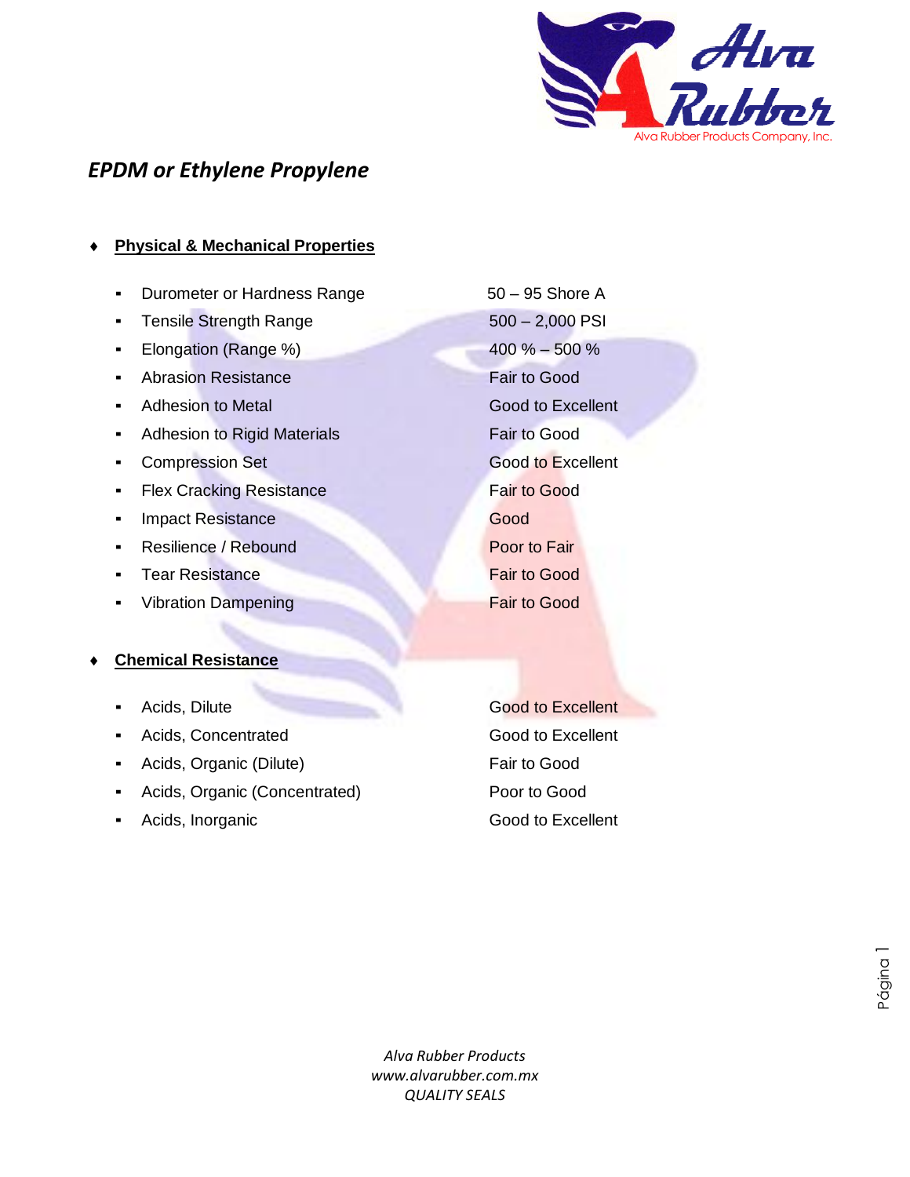# EPDM or Ethylene Propylene

## Physical & Mechanical Properties

| Property | Value |
| --- | --- |
| Durometer or Hardness Range | 50 – 95 Shore A |
| Tensile Strength Range | 500 – 2,000 PSI |
| Elongation (Range %) | 400 % – 500 % |
| Abrasion Resistance | Fair to Good |
| Adhesion to Metal | Good to Excellent |
| Adhesion to Rigid Materials | Fair to Good |
| Compression Set | Good to Excellent |
| Flex Cracking Resistance | Fair to Good |
| Impact Resistance | Good |
| Resilience / Rebound | Poor to Fair |
| Tear Resistance | Fair to Good |
| Vibration Dampening | Fair to Good |

## Chemical Resistance

| Chemical | Resistance |
| --- | --- |
| Acids, Dilute | Good to Excellent |
| Acids, Concentrated | Good to Excellent |
| Acids, Organic (Dilute) | Fair to Good |
| Acids, Organic (Concentrated) | Poor to Good |
| Acids, Inorganic | Good to Excellent |

*Alva Rubber Products*
*www.alvarubber.com.mx*
*QUALITY SEALS*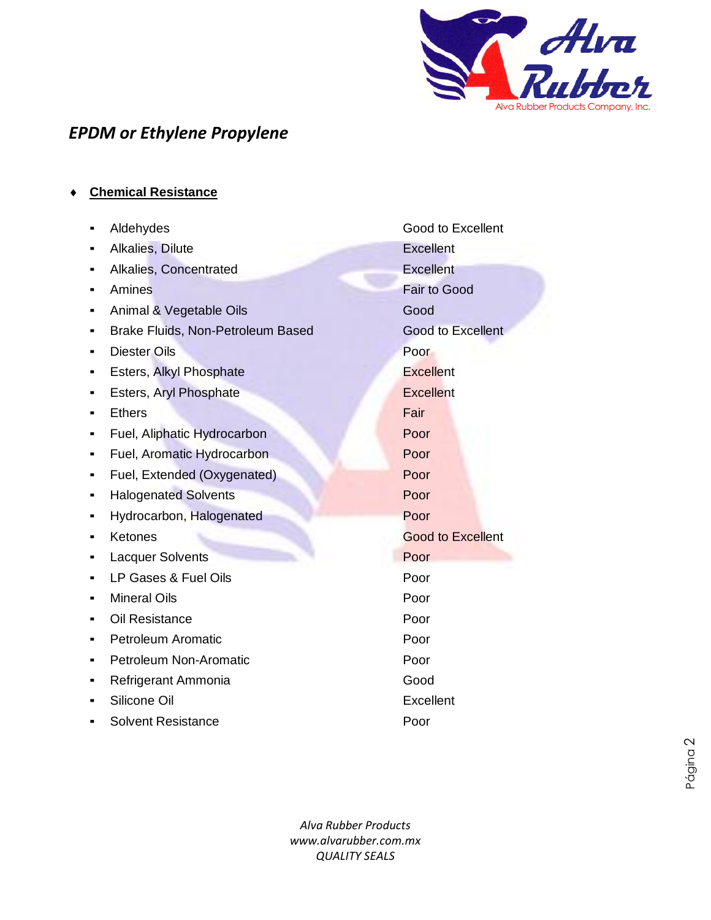## *EPDM or Ethylene Propylene*

- **Chemical Resistance**

| Chemical | Resistance |
|---|---|
| Aldehydes | Good to Excellent |
| Alkalies, Dilute | Excellent |
| Alkalies, Concentrated | Excellent |
| Amines | Fair to Good |
| Animal & Vegetable Oils | Good |
| Brake Fluids, Non-Petroleum Based | Good to Excellent |
| Diester Oils | Poor |
| Esters, Alkyl Phosphate | Excellent |
| Esters, Aryl Phosphate | Excellent |
| Ethers | Fair |
| Fuel, Aliphatic Hydrocarbon | Poor |
| Fuel, Aromatic Hydrocarbon | Poor |
| Fuel, Extended (Oxygenated) | Poor |
| Halogenated Solvents | Poor |
| Hydrocarbon, Halogenated | Poor |
| Ketones | Good to Excellent |
| Lacquer Solvents | Poor |
| LP Gases & Fuel Oils | Poor |
| Mineral Oils | Poor |
| Oil Resistance | Poor |
| Petroleum Aromatic | Poor |
| Petroleum Non-Aromatic | Poor |
| Refrigerant Ammonia | Good |
| Silicone Oil | Excellent |
| Solvent Resistance | Poor |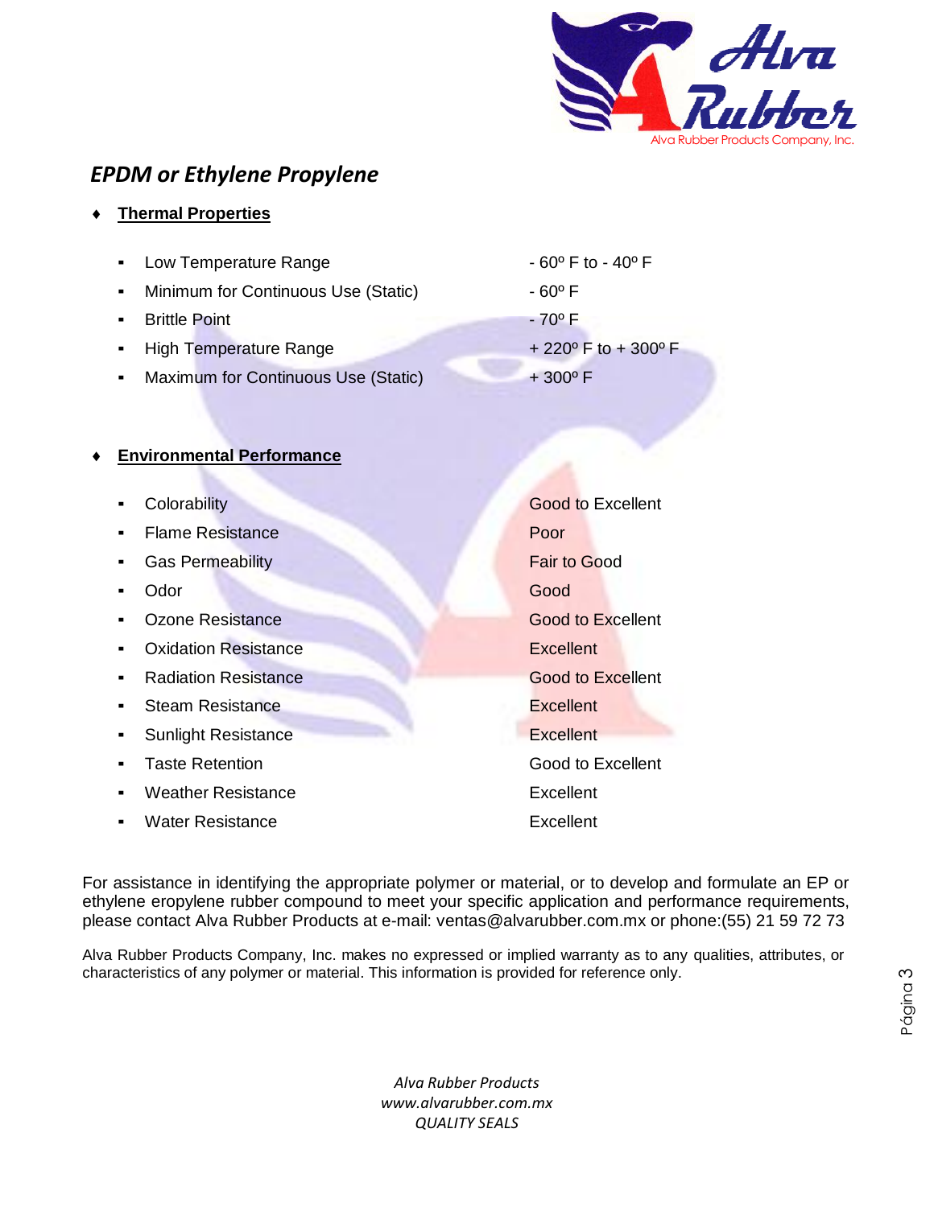## *EPDM or Ethylene Propylene*

- **Thermal Properties**

| | |
|---|---|
| Low Temperature Range | - 60º F to - 40º F |
| Minimum for Continuous Use (Static) | - 60º F |
| Brittle Point | - 70º F |
| High Temperature Range | + 220º F to + 300º F |
| Maximum for Continuous Use (Static) | + 300º F |

- **Environmental Performance**

| | |
|---|---|
| Colorability | Good to Excellent |
| Flame Resistance | Poor |
| Gas Permeability | Fair to Good |
| Odor | Good |
| Ozone Resistance | Good to Excellent |
| Oxidation Resistance | Excellent |
| Radiation Resistance | Good to Excellent |
| Steam Resistance | Excellent |
| Sunlight Resistance | Excellent |
| Taste Retention | Good to Excellent |
| Weather Resistance | Excellent |
| Water Resistance | Excellent |

For assistance in identifying the appropriate polymer or material, or to develop and formulate an EP or ethylene eropylene rubber compound to meet your specific application and performance requirements, please contact Alva Rubber Products at e-mail: ventas@alvarubber.com.mx or phone:(55) 21 59 72 73

Alva Rubber Products Company, Inc. makes no expressed or implied warranty as to any qualities, attributes, or characteristics of any polymer or material. This information is provided for reference only.